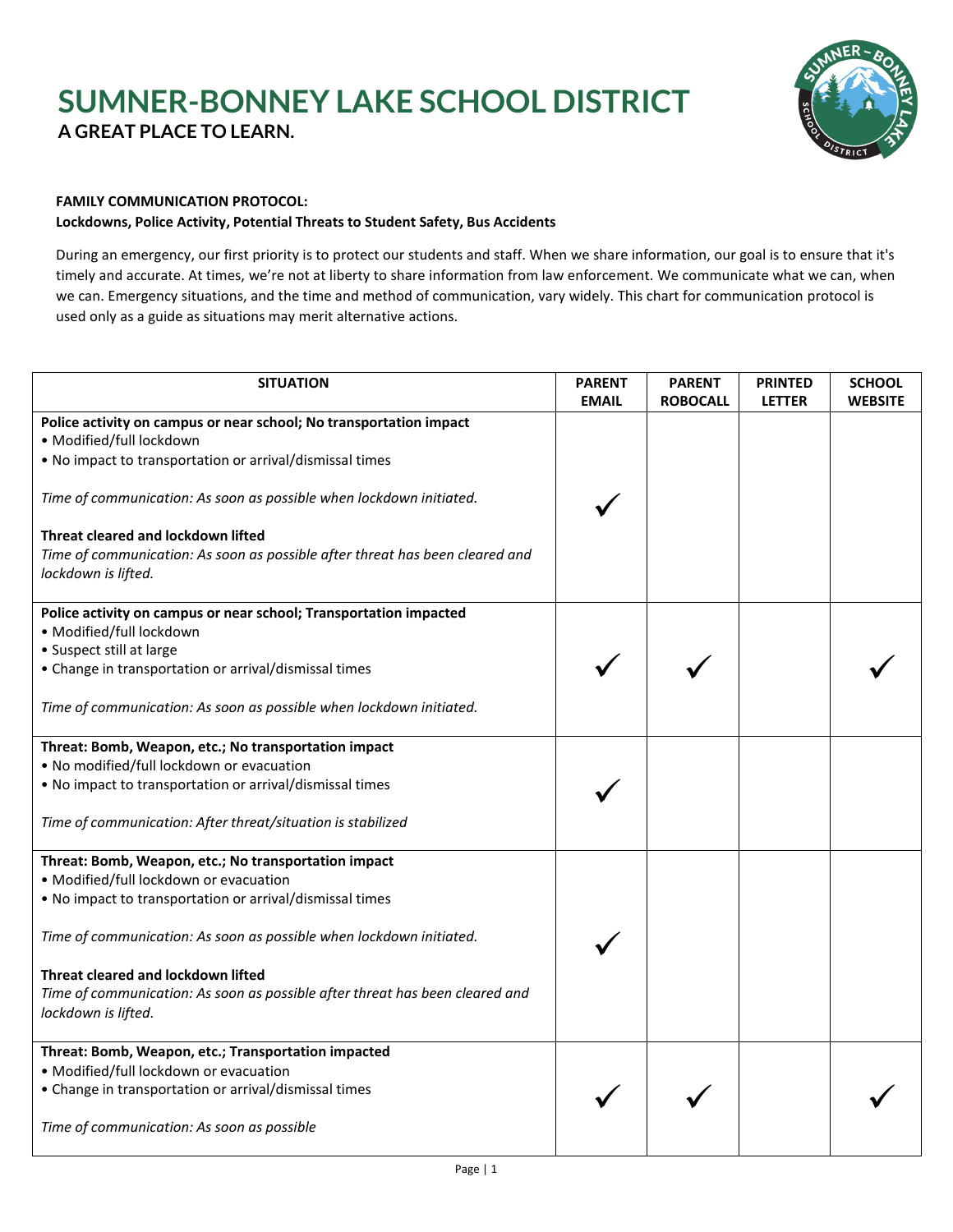# SUMNER-BONNEY LAKE SCHOOL DISTRICT

**A GREAT PLACE TO LEARN.**

**FAMILY COMMUNICATION PROTOCOL:**
**Lockdowns, Police Activity, Potential Threats to Student Safety, Bus Accidents**

During an emergency, our first priority is to protect our students and staff. When we share information, our goal is to ensure that it's timely and accurate. At times, we're not at liberty to share information from law enforcement. We communicate what we can, when we can. Emergency situations, and the time and method of communication, vary widely. This chart for communication protocol is used only as a guide as situations may merit alternative actions.

| SITUATION | PARENT EMAIL | PARENT ROBOCALL | PRINTED LETTER | SCHOOL WEBSITE |
|---|---|---|---|---|
| **Police activity on campus or near school; No transportation impact**<br>• Modified/full lockdown<br>• No impact to transportation or arrival/dismissal times<br><br>*Time of communication: As soon as possible when lockdown initiated.*<br><br>**Threat cleared and lockdown lifted**<br>*Time of communication: As soon as possible after threat has been cleared and lockdown is lifted.* | ✓ | | | |
| **Police activity on campus or near school; Transportation impacted**<br>• Modified/full lockdown<br>• Suspect still at large<br>• Change in transportation or arrival/dismissal times<br><br>*Time of communication: As soon as possible when lockdown initiated.* | ✓ | ✓ | | ✓ |
| **Threat: Bomb, Weapon, etc.; No transportation impact**<br>• No modified/full lockdown or evacuation<br>• No impact to transportation or arrival/dismissal times<br><br>*Time of communication: After threat/situation is stabilized* | ✓ | | | |
| **Threat: Bomb, Weapon, etc.; No transportation impact**<br>• Modified/full lockdown or evacuation<br>• No impact to transportation or arrival/dismissal times<br><br>*Time of communication: As soon as possible when lockdown initiated.*<br><br>**Threat cleared and lockdown lifted**<br>*Time of communication: As soon as possible after threat has been cleared and lockdown is lifted.* | ✓ | | | |
| **Threat: Bomb, Weapon, etc.; Transportation impacted**<br>• Modified/full lockdown or evacuation<br>• Change in transportation or arrival/dismissal times<br><br>*Time of communication: As soon as possible* | ✓ | ✓ | | ✓ |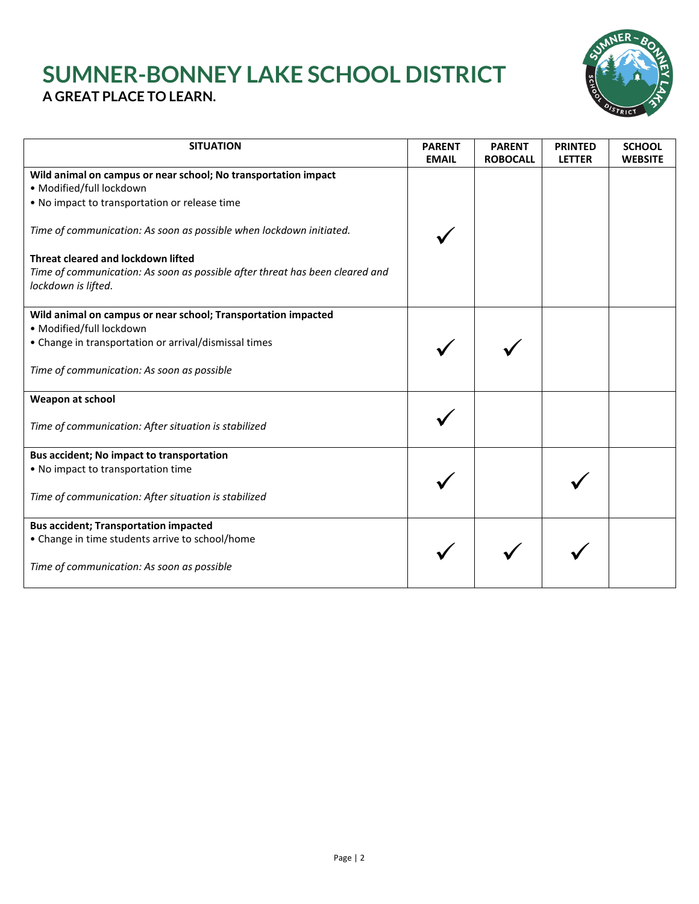# SUMNER-BONNEY LAKE SCHOOL DISTRICT

**A GREAT PLACE TO LEARN.**

| SITUATION | PARENT EMAIL | PARENT ROBOCALL | PRINTED LETTER | SCHOOL WEBSITE |
|---|---|---|---|---|
| **Wild animal on campus or near school; No transportation impact**<br>• Modified/full lockdown<br>• No impact to transportation or release time<br><br>*Time of communication: As soon as possible when lockdown initiated.*<br><br>**Threat cleared and lockdown lifted**<br>*Time of communication: As soon as possible after threat has been cleared and lockdown is lifted.* | ✓ | | | |
| **Wild animal on campus or near school; Transportation impacted**<br>• Modified/full lockdown<br>• Change in transportation or arrival/dismissal times<br><br>*Time of communication: As soon as possible* | ✓ | ✓ | | |
| **Weapon at school**<br><br>*Time of communication: After situation is stabilized* | ✓ | | | |
| **Bus accident; No impact to transportation**<br>• No impact to transportation time<br><br>*Time of communication: After situation is stabilized* | ✓ | | ✓ | |
| **Bus accident; Transportation impacted**<br>• Change in time students arrive to school/home<br><br>*Time of communication: As soon as possible* | ✓ | ✓ | ✓ | |